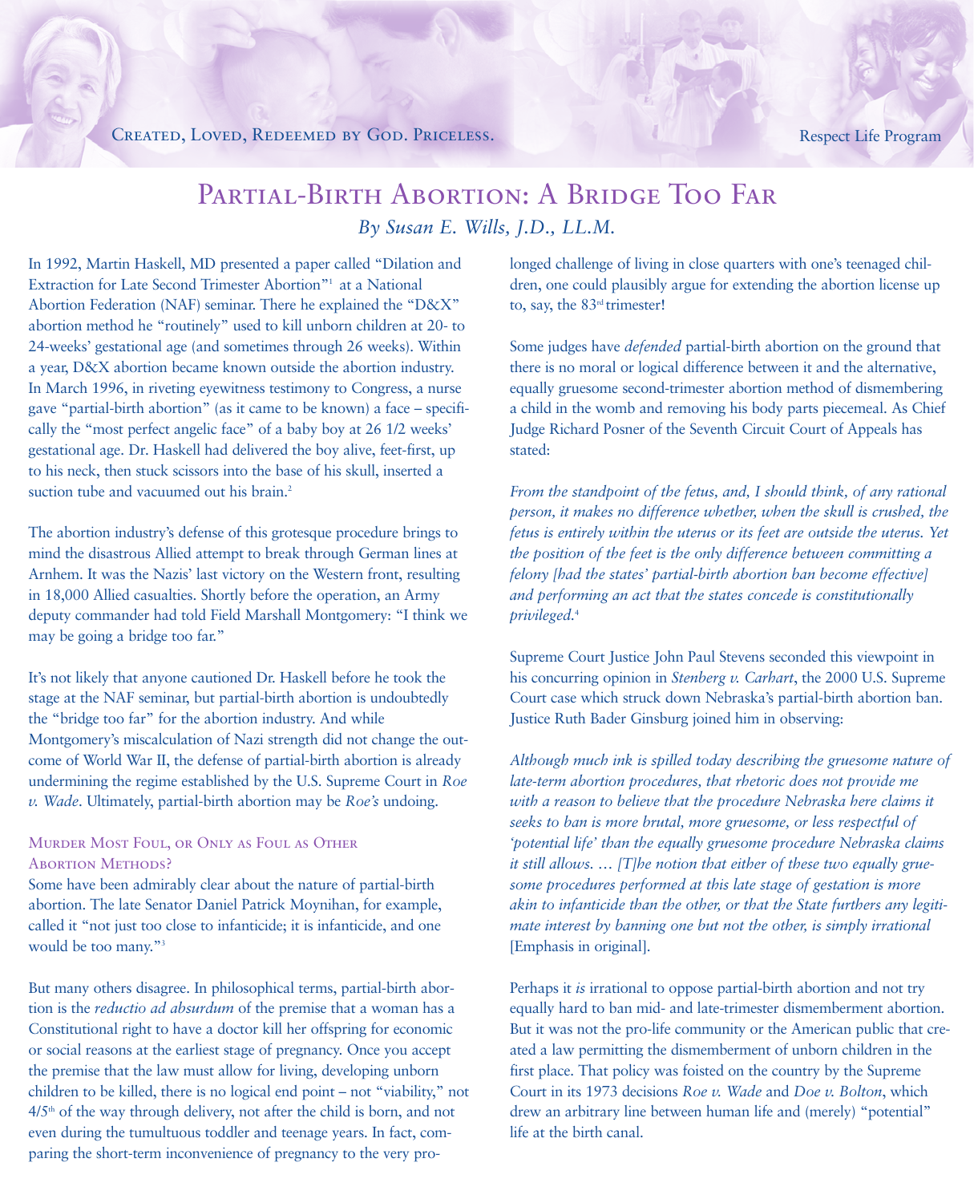Created, Loved, Redeemed by God. Priceless.

Respect Life Program

# Partial-Birth Abortion: A Bridge Too Far

*By Susan E. Wills, J.D., LL.M.*

In 1992, Martin Haskell, MD presented a paper called "Dilation and Extraction for Late Second Trimester Abortion"[1] at a National Abortion Federation (NAF) seminar. There he explained the "D&X" abortion method he "routinely" used to kill unborn children at 20- to 24-weeks' gestational age (and sometimes through 26 weeks). Within a year, D&X abortion became known outside the abortion industry. In March 1996, in riveting eyewitness testimony to Congress, a nurse gave "partial-birth abortion" (as it came to be known) a face – specifically the "most perfect angelic face" of a baby boy at 26 1/2 weeks' gestational age. Dr. Haskell had delivered the boy alive, feet-first, up to his neck, then stuck scissors into the base of his skull, inserted a suction tube and vacuumed out his brain.[2]

The abortion industry's defense of this grotesque procedure brings to mind the disastrous Allied attempt to break through German lines at Arnhem. It was the Nazis' last victory on the Western front, resulting in 18,000 Allied casualties. Shortly before the operation, an Army deputy commander had told Field Marshall Montgomery: "I think we may be going a bridge too far."

It's not likely that anyone cautioned Dr. Haskell before he took the stage at the NAF seminar, but partial-birth abortion is undoubtedly the "bridge too far" for the abortion industry. And while Montgomery's miscalculation of Nazi strength did not change the outcome of World War II, the defense of partial-birth abortion is already undermining the regime established by the U.S. Supreme Court in *Roe v. Wade*. Ultimately, partial-birth abortion may be *Roe's* undoing.

## Murder Most Foul, or Only as Foul as Other Abortion Methods?

Some have been admirably clear about the nature of partial-birth abortion. The late Senator Daniel Patrick Moynihan, for example, called it "not just too close to infanticide; it is infanticide, and one would be too many."[3]

But many others disagree. In philosophical terms, partial-birth abortion is the *reductio ad absurdum* of the premise that a woman has a Constitutional right to have a doctor kill her offspring for economic or social reasons at the earliest stage of pregnancy. Once you accept the premise that the law must allow for living, developing unborn children to be killed, there is no logical end point – not "viability," not 4/5th of the way through delivery, not after the child is born, and not even during the tumultuous toddler and teenage years. In fact, comparing the short-term inconvenience of pregnancy to the very prolonged challenge of living in close quarters with one's teenaged children, one could plausibly argue for extending the abortion license up to, say, the 83rd trimester!

Some judges have *defended* partial-birth abortion on the ground that there is no moral or logical difference between it and the alternative, equally gruesome second-trimester abortion method of dismembering a child in the womb and removing his body parts piecemeal. As Chief Judge Richard Posner of the Seventh Circuit Court of Appeals has stated:

*From the standpoint of the fetus, and, I should think, of any rational person, it makes no difference whether, when the skull is crushed, the fetus is entirely within the uterus or its feet are outside the uterus. Yet the position of the feet is the only difference between committing a felony [had the states' partial-birth abortion ban become effective] and performing an act that the states concede is constitutionally privileged.*[4]

Supreme Court Justice John Paul Stevens seconded this viewpoint in his concurring opinion in *Stenberg v. Carhart*, the 2000 U.S. Supreme Court case which struck down Nebraska's partial-birth abortion ban. Justice Ruth Bader Ginsburg joined him in observing:

*Although much ink is spilled today describing the gruesome nature of late-term abortion procedures, that rhetoric does not provide me with a reason to believe that the procedure Nebraska here claims it seeks to ban is more brutal, more gruesome, or less respectful of 'potential life' than the equally gruesome procedure Nebraska claims it still allows. … [T]he notion that either of these two equally gruesome procedures performed at this late stage of gestation is more akin to infanticide than the other, or that the State furthers any legitimate interest by banning one but not the other, is simply irrational* [Emphasis in original].

Perhaps it *is* irrational to oppose partial-birth abortion and not try equally hard to ban mid- and late-trimester dismemberment abortion. But it was not the pro-life community or the American public that created a law permitting the dismemberment of unborn children in the first place. That policy was foisted on the country by the Supreme Court in its 1973 decisions *Roe v. Wade* and *Doe v. Bolton*, which drew an arbitrary line between human life and (merely) "potential" life at the birth canal.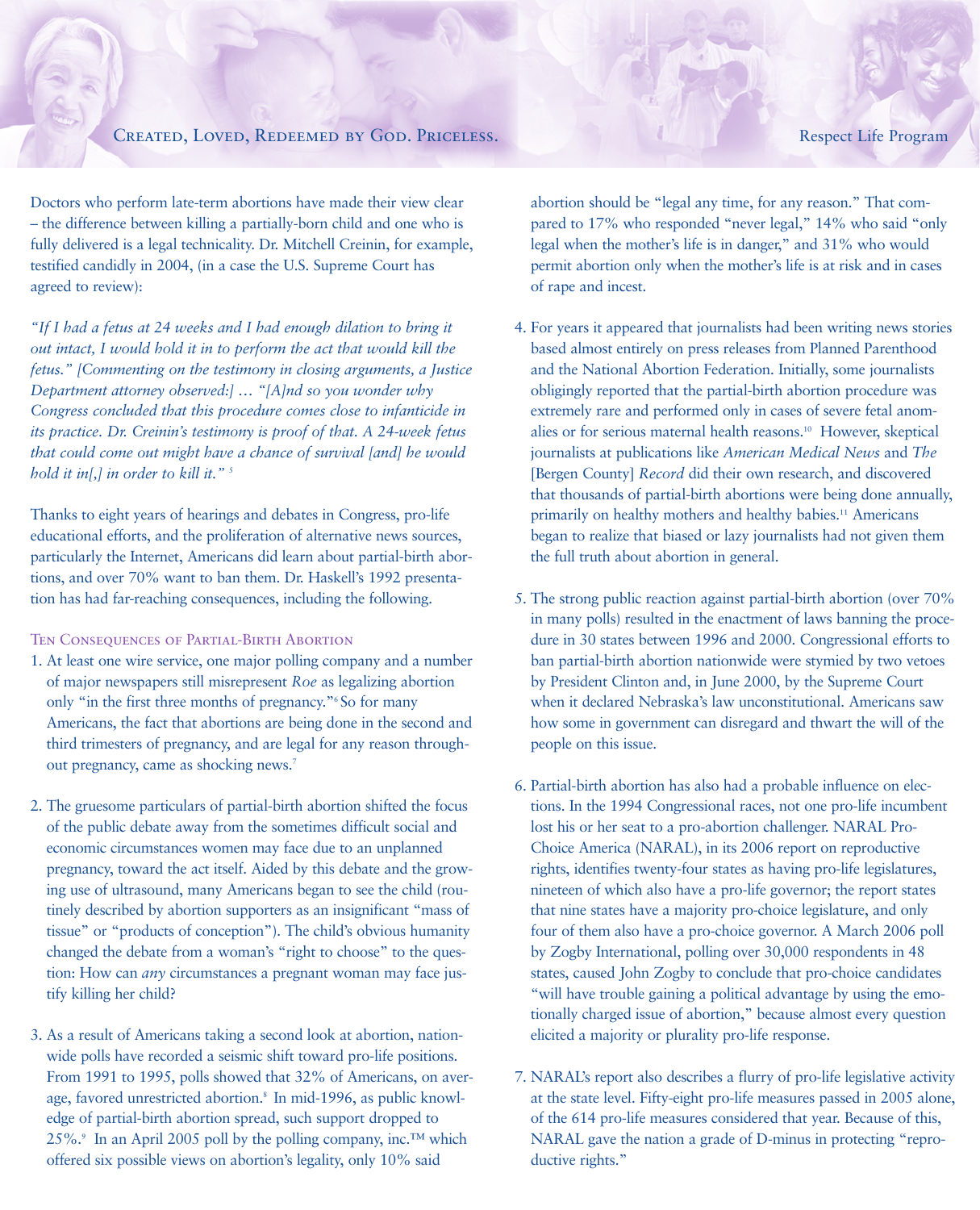Doctors who perform late-term abortions have made their view clear – the difference between killing a partially-born child and one who is fully delivered is a legal technicality. Dr. Mitchell Creinin, for example, testified candidly in 2004, (in a case the U.S. Supreme Court has agreed to review):

*"If I had a fetus at 24 weeks and I had enough dilation to bring it out intact, I would hold it in to perform the act that would kill the fetus." [Commenting on the testimony in closing arguments, a Justice Department attorney observed:] … "[A]nd so you wonder why Congress concluded that this procedure comes close to infanticide in its practice. Dr. Creinin's testimony is proof of that. A 24-week fetus that could come out might have a chance of survival [and] he would hold it in[,] in order to kill it."* [5]

Thanks to eight years of hearings and debates in Congress, pro-life educational efforts, and the proliferation of alternative news sources, particularly the Internet, Americans did learn about partial-birth abortions, and over 70% want to ban them. Dr. Haskell's 1992 presentation has had far-reaching consequences, including the following.

### Ten Consequences of Partial-Birth Abortion

1. At least one wire service, one major polling company and a number of major newspapers still misrepresent *Roe* as legalizing abortion only "in the first three months of pregnancy."[6] So for many Americans, the fact that abortions are being done in the second and third trimesters of pregnancy, and are legal for any reason throughout pregnancy, came as shocking news.[7]

2. The gruesome particulars of partial-birth abortion shifted the focus of the public debate away from the sometimes difficult social and economic circumstances women may face due to an unplanned pregnancy, toward the act itself. Aided by this debate and the growing use of ultrasound, many Americans began to see the child (routinely described by abortion supporters as an insignificant "mass of tissue" or "products of conception"). The child's obvious humanity changed the debate from a woman's "right to choose" to the question: How can *any* circumstances a pregnant woman may face justify killing her child?

3. As a result of Americans taking a second look at abortion, nationwide polls have recorded a seismic shift toward pro-life positions. From 1991 to 1995, polls showed that 32% of Americans, on average, favored unrestricted abortion.[8] In mid-1996, as public knowledge of partial-birth abortion spread, such support dropped to 25%.[9] In an April 2005 poll by the polling company, inc.™ which offered six possible views on abortion's legality, only 10% said abortion should be "legal any time, for any reason." That compared to 17% who responded "never legal," 14% who said "only legal when the mother's life is in danger," and 31% who would permit abortion only when the mother's life is at risk and in cases of rape and incest.

4. For years it appeared that journalists had been writing news stories based almost entirely on press releases from Planned Parenthood and the National Abortion Federation. Initially, some journalists obligingly reported that the partial-birth abortion procedure was extremely rare and performed only in cases of severe fetal anomalies or for serious maternal health reasons.[10] However, skeptical journalists at publications like *American Medical News* and *The* [Bergen County] *Record* did their own research, and discovered that thousands of partial-birth abortions were being done annually, primarily on healthy mothers and healthy babies.[11] Americans began to realize that biased or lazy journalists had not given them the full truth about abortion in general.

5. The strong public reaction against partial-birth abortion (over 70% in many polls) resulted in the enactment of laws banning the procedure in 30 states between 1996 and 2000. Congressional efforts to ban partial-birth abortion nationwide were stymied by two vetoes by President Clinton and, in June 2000, by the Supreme Court when it declared Nebraska's law unconstitutional. Americans saw how some in government can disregard and thwart the will of the people on this issue.

6. Partial-birth abortion has also had a probable influence on elections. In the 1994 Congressional races, not one pro-life incumbent lost his or her seat to a pro-abortion challenger. NARAL Pro-Choice America (NARAL), in its 2006 report on reproductive rights, identifies twenty-four states as having pro-life legislatures, nineteen of which also have a pro-life governor; the report states that nine states have a majority pro-choice legislature, and only four of them also have a pro-choice governor. A March 2006 poll by Zogby International, polling over 30,000 respondents in 48 states, caused John Zogby to conclude that pro-choice candidates "will have trouble gaining a political advantage by using the emotionally charged issue of abortion," because almost every question elicited a majority or plurality pro-life response.

7. NARAL's report also describes a flurry of pro-life legislative activity at the state level. Fifty-eight pro-life measures passed in 2005 alone, of the 614 pro-life measures considered that year. Because of this, NARAL gave the nation a grade of D-minus in protecting "reproductive rights."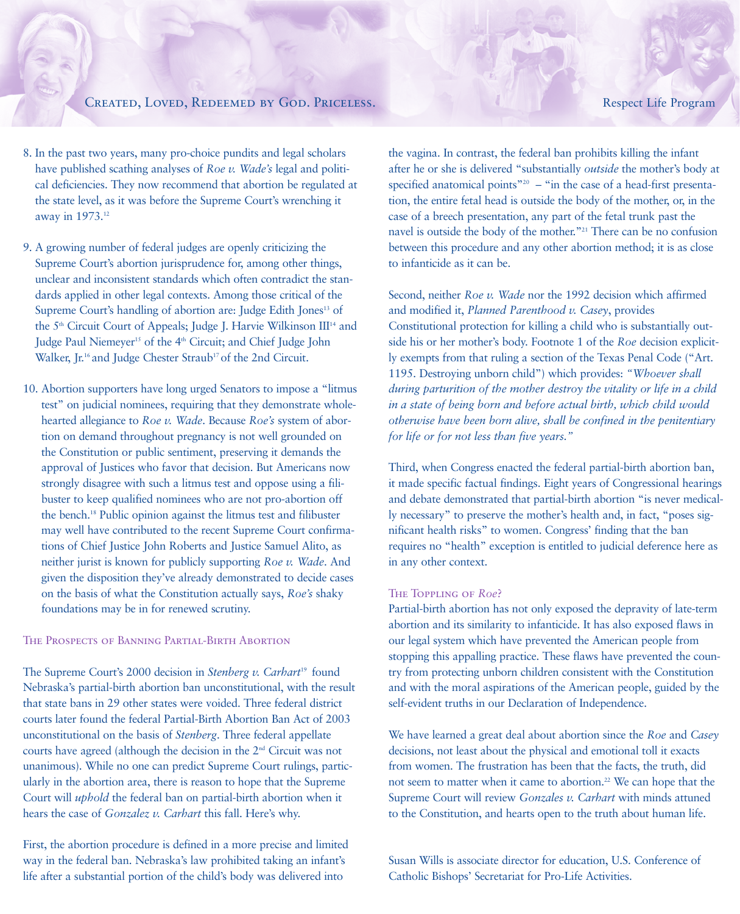8. In the past two years, many pro-choice pundits and legal scholars have published scathing analyses of *Roe v. Wade's* legal and political deficiencies. They now recommend that abortion be regulated at the state level, as it was before the Supreme Court's wrenching it away in 1973.[12]

9. A growing number of federal judges are openly criticizing the Supreme Court's abortion jurisprudence for, among other things, unclear and inconsistent standards which often contradict the standards applied in other legal contexts. Among those critical of the Supreme Court's handling of abortion are: Judge Edith Jones[13] of the 5th Circuit Court of Appeals; Judge J. Harvie Wilkinson III[14] and Judge Paul Niemeyer[15] of the 4th Circuit; and Chief Judge John Walker, Jr.[16] and Judge Chester Straub[17] of the 2nd Circuit.

10. Abortion supporters have long urged Senators to impose a "litmus test" on judicial nominees, requiring that they demonstrate wholehearted allegiance to *Roe v. Wade*. Because *Roe's* system of abortion on demand throughout pregnancy is not well grounded on the Constitution or public sentiment, preserving it demands the approval of Justices who favor that decision. But Americans now strongly disagree with such a litmus test and oppose using a filibuster to keep qualified nominees who are not pro-abortion off the bench.[18] Public opinion against the litmus test and filibuster may well have contributed to the recent Supreme Court confirmations of Chief Justice John Roberts and Justice Samuel Alito, as neither jurist is known for publicly supporting *Roe v. Wade*. And given the disposition they've already demonstrated to decide cases on the basis of what the Constitution actually says, *Roe's* shaky foundations may be in for renewed scrutiny.

## The Prospects of Banning Partial-Birth Abortion

The Supreme Court's 2000 decision in *Stenberg v. Carhart*[19] found Nebraska's partial-birth abortion ban unconstitutional, with the result that state bans in 29 other states were voided. Three federal district courts later found the federal Partial-Birth Abortion Ban Act of 2003 unconstitutional on the basis of *Stenberg*. Three federal appellate courts have agreed (although the decision in the 2nd Circuit was not unanimous). While no one can predict Supreme Court rulings, particularly in the abortion area, there is reason to hope that the Supreme Court will *uphold* the federal ban on partial-birth abortion when it hears the case of *Gonzalez v. Carhart* this fall. Here's why.

First, the abortion procedure is defined in a more precise and limited way in the federal ban. Nebraska's law prohibited taking an infant's life after a substantial portion of the child's body was delivered into the vagina. In contrast, the federal ban prohibits killing the infant after he or she is delivered "substantially *outside* the mother's body at specified anatomical points"[20] – "in the case of a head-first presentation, the entire fetal head is outside the body of the mother, or, in the case of a breech presentation, any part of the fetal trunk past the navel is outside the body of the mother."[21] There can be no confusion between this procedure and any other abortion method; it is as close to infanticide as it can be.

Second, neither *Roe v. Wade* nor the 1992 decision which affirmed and modified it, *Planned Parenthood v. Casey*, provides Constitutional protection for killing a child who is substantially outside his or her mother's body. Footnote 1 of the *Roe* decision explicitly exempts from that ruling a section of the Texas Penal Code ("Art. 1195. Destroying unborn child") which provides: *"Whoever shall during parturition of the mother destroy the vitality or life in a child in a state of being born and before actual birth, which child would otherwise have been born alive, shall be confined in the penitentiary for life or for not less than five years."*

Third, when Congress enacted the federal partial-birth abortion ban, it made specific factual findings. Eight years of Congressional hearings and debate demonstrated that partial-birth abortion "is never medically necessary" to preserve the mother's health and, in fact, "poses significant health risks" to women. Congress' finding that the ban requires no "health" exception is entitled to judicial deference here as in any other context.

## The Toppling of *Roe*?

Partial-birth abortion has not only exposed the depravity of late-term abortion and its similarity to infanticide. It has also exposed flaws in our legal system which have prevented the American people from stopping this appalling practice. These flaws have prevented the country from protecting unborn children consistent with the Constitution and with the moral aspirations of the American people, guided by the self-evident truths in our Declaration of Independence.

We have learned a great deal about abortion since the *Roe* and *Casey* decisions, not least about the physical and emotional toll it exacts from women. The frustration has been that the facts, the truth, did not seem to matter when it came to abortion.[22] We can hope that the Supreme Court will review *Gonzales v. Carhart* with minds attuned to the Constitution, and hearts open to the truth about human life.

Susan Wills is associate director for education, U.S. Conference of Catholic Bishops' Secretariat for Pro-Life Activities.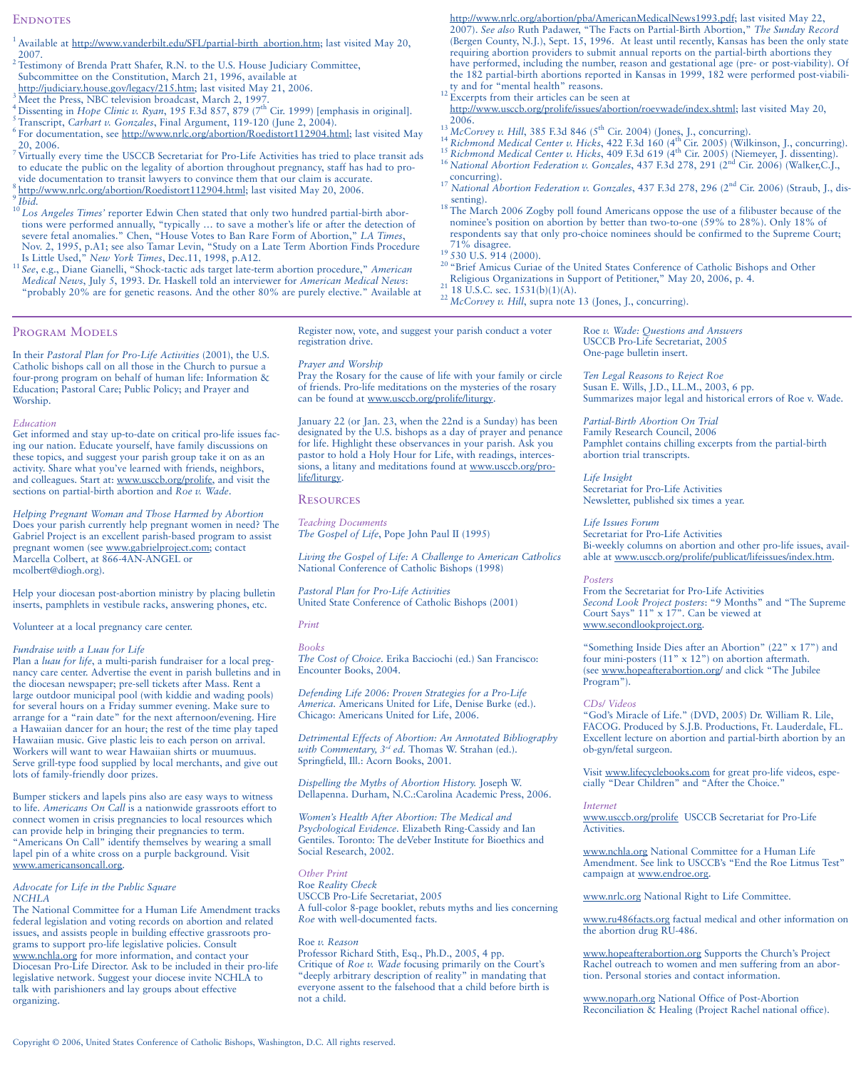## Endnotes

[1] Available at http://www.vanderbilt.edu/SFL/partial-birth_abortion.htm; last visited May 20, 2007.

[2] Testimony of Brenda Pratt Shafer, R.N. to the U.S. House Judiciary Committee, Subcommittee on the Constitution, March 21, 1996, available at http://judiciary.house.gov/legacy/215.htm; last visited May 21, 2006.

[3] Meet the Press, NBC television broadcast, March 2, 1997.

[4] Dissenting in *Hope Clinic v. Ryan*, 195 F.3d 857, 879 (7th Cir. 1999) [emphasis in original].

[5] Transcript, *Carhart v. Gonzales*, Final Argument, 119-120 (June 2, 2004).

[6] For documentation, see http://www.nrlc.org/abortion/Roedistort112904.html; last visited May 20, 2006.

[7] Virtually every time the USCCB Secretariat for Pro-Life Activities has tried to place transit ads to educate the public on the legality of abortion throughout pregnancy, staff has had to provide documentation to transit lawyers to convince them that our claim is accurate.

[8] http://www.nrlc.org/abortion/Roedistort112904.html; last visited May 20, 2006.

[9] *Ibid.*

[10] *Los Angeles Times'* reporter Edwin Chen stated that only two hundred partial-birth abortions were performed annually, "typically … to save a mother's life or after the detection of severe fetal anomalies." Chen, "House Votes to Ban Rare Form of Abortion," *LA Times*, Nov. 2, 1995, p.A1; see also Tamar Levin, "Study on a Late Term Abortion Finds Procedure Is Little Used," *New York Times*, Dec.11, 1998, p.A12.

[11] *See*, e.g., Diane Gianelli, "Shock-tactic ads target late-term abortion procedure," *American Medical News*, July 5, 1993. Dr. Haskell told an interviewer for *American Medical News*: "probably 20% are for genetic reasons. And the other 80% are purely elective." Available at http://www.nrlc.org/abortion/pba/AmericanMedicalNews1993.pdf; last visited May 22, 2007). *See also* Ruth Padawer, "The Facts on Partial-Birth Abortion," *The Sunday Record* (Bergen County, N.J.), Sept. 15, 1996. At least until recently, Kansas has been the only state requiring abortion providers to submit annual reports on the partial-birth abortions they have performed, including the number, reason and gestational age (pre- or post-viability). Of the 182 partial-birth abortions reported in Kansas in 1999, 182 were performed post-viability and for "mental health" reasons.

[12] Excerpts from their articles can be seen at http://www.usccb.org/prolife/issues/abortion/roevwade/index.shtml; last visited May 20, 2006.

[13] *McCorvey v. Hill*, 385 F.3d 846 (5th Cir. 2004) (Jones, J., concurring).

[14] *Richmond Medical Center v. Hicks*, 422 F.3d 160 (4th Cir. 2005) (Wilkinson, J., concurring).

[15] *Richmond Medical Center v. Hicks*, 409 F.3d 619 (4th Cir. 2005) (Niemeyer, J. dissenting).

[16] *National Abortion Federation v. Gonzales*, 437 F.3d 278, 291 (2nd Cir. 2006) (Walker,C.J., concurring).

[17] *National Abortion Federation v. Gonzales*, 437 F.3d 278, 296 (2nd Cir. 2006) (Straub, J., dissenting).

[18] The March 2006 Zogby poll found Americans oppose the use of a filibuster because of the nominee's position on abortion by better than two-to-one (59% to 28%). Only 18% of respondents say that only pro-choice nominees should be confirmed to the Supreme Court; 71% disagree.

[19] 530 U.S. 914 (2000).

[20] "Brief Amicus Curiae of the United States Conference of Catholic Bishops and Other Religious Organizations in Support of Petitioner," May 20, 2006, p. 4.

[21] 18 U.S.C. sec. 1531(b)(1)(A).

[22] *McCorvey v. Hill*, supra note 13 (Jones, J., concurring).

## Program Models

In their *Pastoral Plan for Pro-Life Activities* (2001), the U.S. Catholic bishops call on all those in the Church to pursue a four-prong program on behalf of human life: Information & Education; Pastoral Care; Public Policy; and Prayer and Worship.

*Education*
Get informed and stay up-to-date on critical pro-life issues facing our nation. Educate yourself, have family discussions on these topics, and suggest your parish group take it on as an activity. Share what you've learned with friends, neighbors, and colleagues. Start at: www.usccb.org/prolife, and visit the sections on partial-birth abortion and *Roe v. Wade*.

*Helping Pregnant Woman and Those Harmed by Abortion*
Does your parish currently help pregnant women in need? The Gabriel Project is an excellent parish-based program to assist pregnant women (see www.gabrielproject.com; contact Marcella Colbert, at 866-4AN-ANGEL or mcolbert@diogh.org).

Help your diocesan post-abortion ministry by placing bulletin inserts, pamphlets in vestibule racks, answering phones, etc.

Volunteer at a local pregnancy care center.

*Fundraise with a Luau for Life*
Plan a *luau for life*, a multi-parish fundraiser for a local pregnancy care center. Advertise the event in parish bulletins and in the diocesan newspaper; pre-sell tickets after Mass. Rent a large outdoor municipal pool (with kiddie and wading pools) for several hours on a Friday summer evening. Make sure to arrange for a "rain date" for the next afternoon/evening. Hire a Hawaiian dancer for an hour; the rest of the time play taped Hawaiian music. Give plastic leis to each person on arrival. Workers will want to wear Hawaiian shirts or muumuus. Serve grill-type food supplied by local merchants, and give out lots of family-friendly door prizes.

Bumper stickers and lapels pins also are easy ways to witness to life. *Americans On Call* is a nationwide grassroots effort to connect women in crisis pregnancies to local resources which can provide help in bringing their pregnancies to term. "Americans On Call" identify themselves by wearing a small lapel pin of a white cross on a purple background. Visit www.americansoncall.org.

*Advocate for Life in the Public Square*
*NCHLA*
The National Committee for a Human Life Amendment tracks federal legislation and voting records on abortion and related issues, and assists people in building effective grassroots programs to support pro-life legislative policies. Consult www.nchla.org for more information, and contact your Diocesan Pro-Life Director. Ask to be included in their pro-life legislative network. Suggest your diocese invite NCHLA to talk with parishioners and lay groups about effective organizing.

Register now, vote, and suggest your parish conduct a voter registration drive.

*Prayer and Worship*
Pray the Rosary for the cause of life with your family or circle of friends. Pro-life meditations on the mysteries of the rosary can be found at www.usccb.org/prolife/liturgy.

January 22 (or Jan. 23, when the 22nd is a Sunday) has been designated by the U.S. bishops as a day of prayer and penance for life. Highlight these observances in your parish. Ask you pastor to hold a Holy Hour for Life, with readings, intercessions, a litany and meditations found at www.usccb.org/prolife/liturgy.

## Resources

*Teaching Documents*
*The Gospel of Life*, Pope John Paul II (1995)

*Living the Gospel of Life: A Challenge to American Catholics*
National Conference of Catholic Bishops (1998)

*Pastoral Plan for Pro-Life Activities*
United State Conference of Catholic Bishops (2001)

*Print*

*Books*
*The Cost of Choice*. Erika Bacciochi (ed.) San Francisco: Encounter Books, 2004.

*Defending Life 2006: Proven Strategies for a Pro-Life America*. Americans United for Life, Denise Burke (ed.). Chicago: Americans United for Life, 2006.

*Detrimental Effects of Abortion: An Annotated Bibliography with Commentary, 3rd ed.* Thomas W. Strahan (ed.). Springfield, Ill.: Acorn Books, 2001.

*Dispelling the Myths of Abortion History.* Joseph W. Dellapenna. Durham, N.C.:Carolina Academic Press, 2006.

*Women's Health After Abortion: The Medical and Psychological Evidence*. Elizabeth Ring-Cassidy and Ian Gentiles. Toronto: The deVeber Institute for Bioethics and Social Research, 2002.

*Other Print*
Roe *Reality Check*
USCCB Pro-Life Secretariat, 2005
A full-color 8-page booklet, rebuts myths and lies concerning *Roe* with well-documented facts.

Roe *v. Reason*
Professor Richard Stith, Esq., Ph.D., 2005, 4 pp.
Critique of *Roe v. Wade* focusing primarily on the Court's "deeply arbitrary description of reality" in mandating that everyone assent to the falsehood that a child before birth is not a child.

Roe *v. Wade: Questions and Answers*
USCCB Pro-Life Secretariat, 2005
One-page bulletin insert.

*Ten Legal Reasons to Reject Roe*
Susan E. Wills, J.D., LL.M., 2003, 6 pp.
Summarizes major legal and historical errors of Roe v. Wade.

*Partial-Birth Abortion On Trial*
Family Research Council, 2006
Pamphlet contains chilling excerpts from the partial-birth abortion trial transcripts.

*Life Insight*
Secretariat for Pro-Life Activities
Newsletter, published six times a year.

*Life Issues Forum*
Secretariat for Pro-Life Activities
Bi-weekly columns on abortion and other pro-life issues, available at www.usccb.org/prolife/publicat/lifeissues/index.htm.

*Posters*
From the Secretariat for Pro-Life Activities
*Second Look Project posters*: "9 Months" and "The Supreme Court Says" 11" x 17". Can be viewed at www.secondlookproject.org.

"Something Inside Dies after an Abortion" (22" x 17") and four mini-posters (11" x 12") on abortion aftermath. (see www.hopeafterabortion.org/ and click "The Jubilee Program").

*CDs/ Videos*
"God's Miracle of Life." (DVD, 2005) Dr. William R. Lile, FACOG. Produced by S.J.B. Productions, Ft. Lauderdale, FL. Excellent lecture on abortion and partial-birth abortion by an ob-gyn/fetal surgeon.

Visit www.lifecyclebooks.com for great pro-life videos, especially "Dear Children" and "After the Choice."

*Internet*
www.usccb.org/prolife USCCB Secretariat for Pro-Life Activities.

www.nchla.org National Committee for a Human Life Amendment. See link to USCCB's "End the Roe Litmus Test" campaign at www.endroe.org.

www.nrlc.org National Right to Life Committee.

www.ru486facts.org factual medical and other information on the abortion drug RU-486.

www.hopeafterabortion.org Supports the Church's Project Rachel outreach to women and men suffering from an abortion. Personal stories and contact information.

www.noparh.org National Office of Post-Abortion Reconciliation & Healing (Project Rachel national office).

Copyright © 2006, United States Conference of Catholic Bishops, Washington, D.C. All rights reserved.